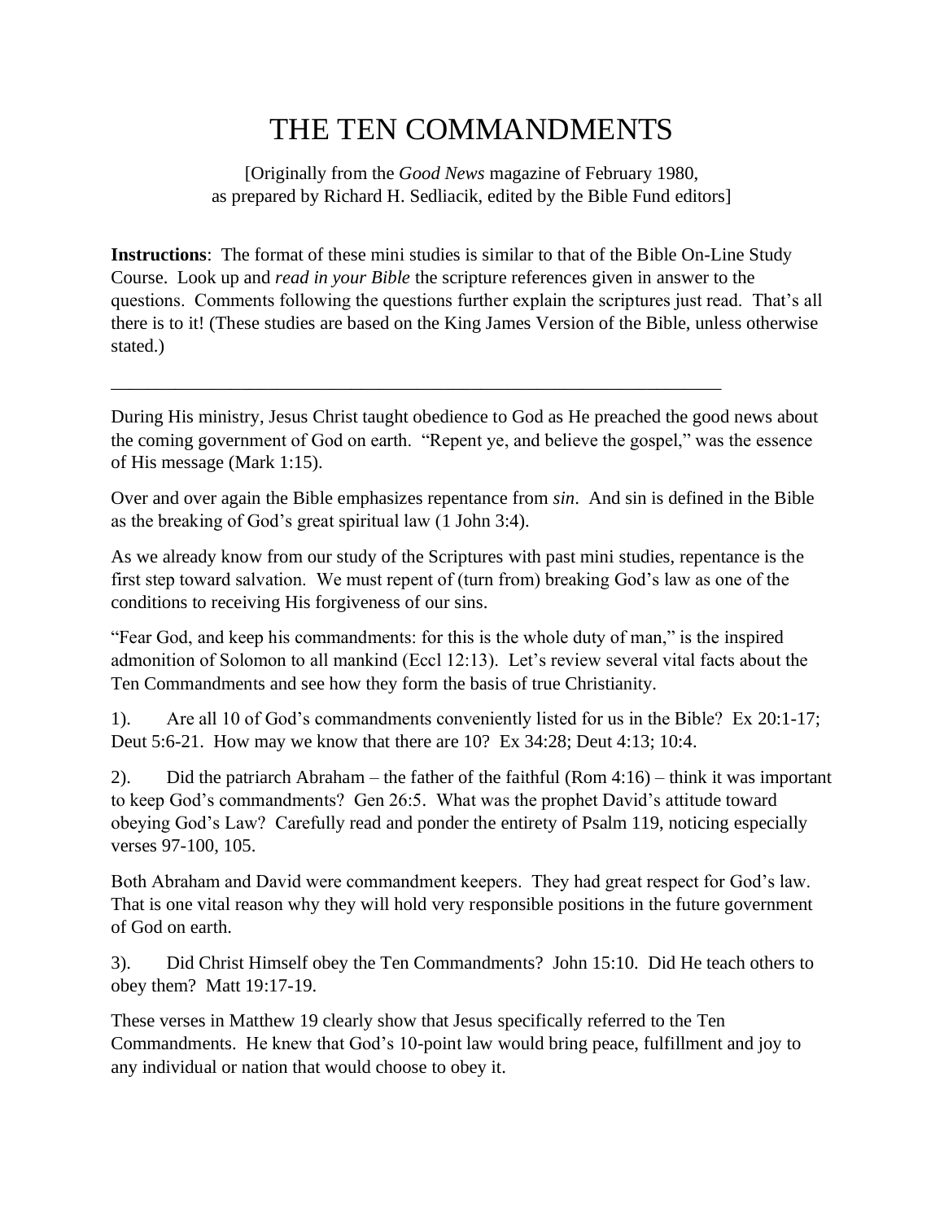# THE TEN COMMANDMENTS

[Originally from the *Good News* magazine of February 1980, as prepared by Richard H. Sedliacik, edited by the Bible Fund editors]

**Instructions**: The format of these mini studies is similar to that of the Bible On-Line Study Course. Look up and *read in your Bible* the scripture references given in answer to the questions. Comments following the questions further explain the scriptures just read. That's all there is to it! (These studies are based on the King James Version of the Bible, unless otherwise stated.)

---

During His ministry, Jesus Christ taught obedience to God as He preached the good news about the coming government of God on earth. "Repent ye, and believe the gospel," was the essence of His message (Mark 1:15).

Over and over again the Bible emphasizes repentance from *sin*. And sin is defined in the Bible as the breaking of God's great spiritual law (1 John 3:4).

As we already know from our study of the Scriptures with past mini studies, repentance is the first step toward salvation. We must repent of (turn from) breaking God's law as one of the conditions to receiving His forgiveness of our sins.

"Fear God, and keep his commandments: for this is the whole duty of man," is the inspired admonition of Solomon to all mankind (Eccl 12:13). Let's review several vital facts about the Ten Commandments and see how they form the basis of true Christianity.

1). Are all 10 of God's commandments conveniently listed for us in the Bible? Ex 20:1-17; Deut 5:6-21. How may we know that there are 10? Ex 34:28; Deut 4:13; 10:4.

2). Did the patriarch Abraham – the father of the faithful (Rom 4:16) – think it was important to keep God's commandments? Gen 26:5. What was the prophet David's attitude toward obeying God's Law? Carefully read and ponder the entirety of Psalm 119, noticing especially verses 97-100, 105.

Both Abraham and David were commandment keepers. They had great respect for God's law. That is one vital reason why they will hold very responsible positions in the future government of God on earth.

3). Did Christ Himself obey the Ten Commandments? John 15:10. Did He teach others to obey them? Matt 19:17-19.

These verses in Matthew 19 clearly show that Jesus specifically referred to the Ten Commandments. He knew that God's 10-point law would bring peace, fulfillment and joy to any individual or nation that would choose to obey it.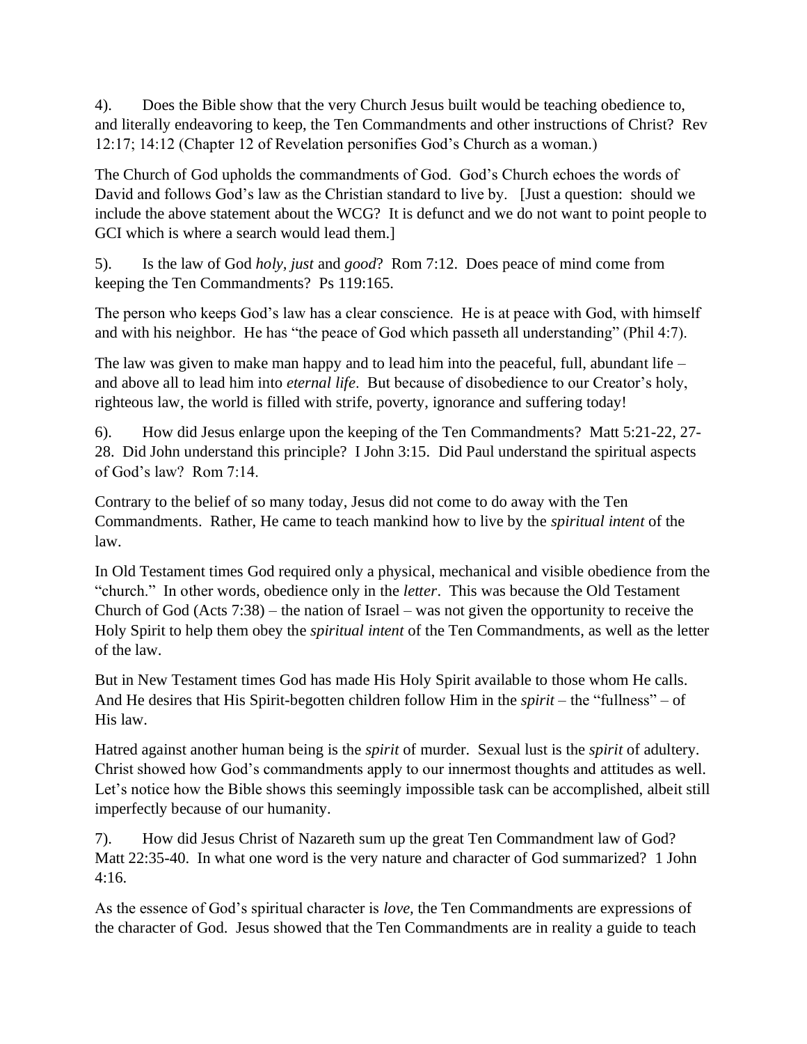4). Does the Bible show that the very Church Jesus built would be teaching obedience to, and literally endeavoring to keep, the Ten Commandments and other instructions of Christ? Rev 12:17; 14:12 (Chapter 12 of Revelation personifies God's Church as a woman.)

The Church of God upholds the commandments of God. God's Church echoes the words of David and follows God's law as the Christian standard to live by. [Just a question: should we include the above statement about the WCG? It is defunct and we do not want to point people to GCI which is where a search would lead them.]

5). Is the law of God *holy, just* and *good*? Rom 7:12. Does peace of mind come from keeping the Ten Commandments? Ps 119:165.

The person who keeps God's law has a clear conscience. He is at peace with God, with himself and with his neighbor. He has "the peace of God which passeth all understanding" (Phil 4:7).

The law was given to make man happy and to lead him into the peaceful, full, abundant life – and above all to lead him into *eternal life*. But because of disobedience to our Creator's holy, righteous law, the world is filled with strife, poverty, ignorance and suffering today!

6). How did Jesus enlarge upon the keeping of the Ten Commandments? Matt 5:21-22, 27-28. Did John understand this principle? I John 3:15. Did Paul understand the spiritual aspects of God's law? Rom 7:14.

Contrary to the belief of so many today, Jesus did not come to do away with the Ten Commandments. Rather, He came to teach mankind how to live by the *spiritual intent* of the law.

In Old Testament times God required only a physical, mechanical and visible obedience from the "church." In other words, obedience only in the *letter*. This was because the Old Testament Church of God (Acts 7:38) – the nation of Israel – was not given the opportunity to receive the Holy Spirit to help them obey the *spiritual intent* of the Ten Commandments, as well as the letter of the law.

But in New Testament times God has made His Holy Spirit available to those whom He calls. And He desires that His Spirit-begotten children follow Him in the *spirit* – the "fullness" – of His law.

Hatred against another human being is the *spirit* of murder. Sexual lust is the *spirit* of adultery. Christ showed how God's commandments apply to our innermost thoughts and attitudes as well. Let's notice how the Bible shows this seemingly impossible task can be accomplished, albeit still imperfectly because of our humanity.

7). How did Jesus Christ of Nazareth sum up the great Ten Commandment law of God? Matt 22:35-40. In what one word is the very nature and character of God summarized? 1 John 4:16.

As the essence of God's spiritual character is *love,* the Ten Commandments are expressions of the character of God. Jesus showed that the Ten Commandments are in reality a guide to teach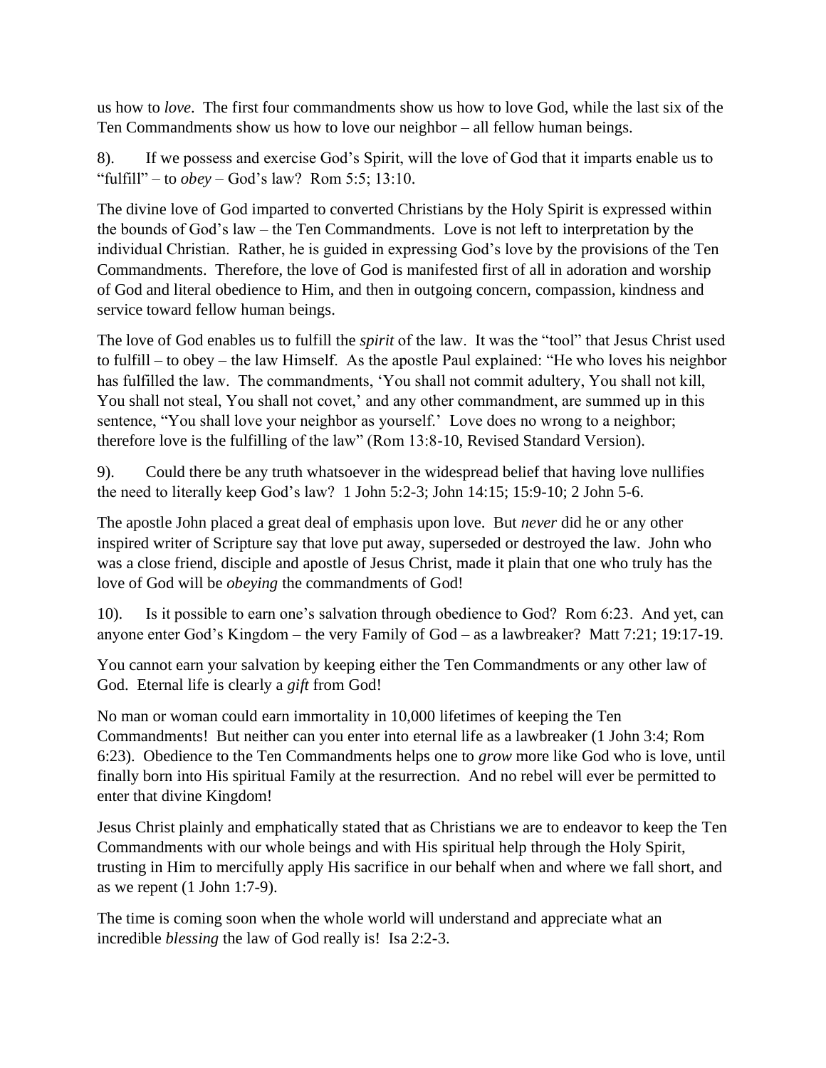us how to *love*. The first four commandments show us how to love God, while the last six of the Ten Commandments show us how to love our neighbor – all fellow human beings.

8). If we possess and exercise God's Spirit, will the love of God that it imparts enable us to "fulfill" – to *obey* – God's law? Rom 5:5; 13:10.

The divine love of God imparted to converted Christians by the Holy Spirit is expressed within the bounds of God's law – the Ten Commandments. Love is not left to interpretation by the individual Christian. Rather, he is guided in expressing God's love by the provisions of the Ten Commandments. Therefore, the love of God is manifested first of all in adoration and worship of God and literal obedience to Him, and then in outgoing concern, compassion, kindness and service toward fellow human beings.

The love of God enables us to fulfill the *spirit* of the law. It was the "tool" that Jesus Christ used to fulfill – to obey – the law Himself. As the apostle Paul explained: "He who loves his neighbor has fulfilled the law. The commandments, 'You shall not commit adultery, You shall not kill, You shall not steal, You shall not covet,' and any other commandment, are summed up in this sentence, "You shall love your neighbor as yourself.' Love does no wrong to a neighbor; therefore love is the fulfilling of the law" (Rom 13:8-10, Revised Standard Version).

9). Could there be any truth whatsoever in the widespread belief that having love nullifies the need to literally keep God's law? 1 John 5:2-3; John 14:15; 15:9-10; 2 John 5-6.

The apostle John placed a great deal of emphasis upon love. But *never* did he or any other inspired writer of Scripture say that love put away, superseded or destroyed the law. John who was a close friend, disciple and apostle of Jesus Christ, made it plain that one who truly has the love of God will be *obeying* the commandments of God!

10). Is it possible to earn one's salvation through obedience to God? Rom 6:23. And yet, can anyone enter God's Kingdom – the very Family of God – as a lawbreaker? Matt 7:21; 19:17-19.

You cannot earn your salvation by keeping either the Ten Commandments or any other law of God. Eternal life is clearly a *gift* from God!

No man or woman could earn immortality in 10,000 lifetimes of keeping the Ten Commandments! But neither can you enter into eternal life as a lawbreaker (1 John 3:4; Rom 6:23). Obedience to the Ten Commandments helps one to *grow* more like God who is love, until finally born into His spiritual Family at the resurrection. And no rebel will ever be permitted to enter that divine Kingdom!

Jesus Christ plainly and emphatically stated that as Christians we are to endeavor to keep the Ten Commandments with our whole beings and with His spiritual help through the Holy Spirit, trusting in Him to mercifully apply His sacrifice in our behalf when and where we fall short, and as we repent (1 John 1:7-9).

The time is coming soon when the whole world will understand and appreciate what an incredible *blessing* the law of God really is! Isa 2:2-3.